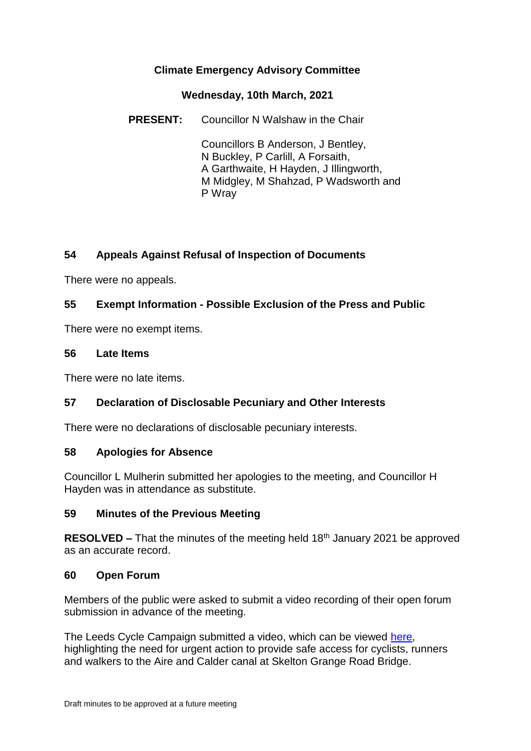# Climate Emergency Advisory Committee

## Wednesday, 10th March, 2021

**PRESENT:** Councillor N Walshaw in the Chair

Councillors B Anderson, J Bentley, N Buckley, P Carlill, A Forsaith, A Garthwaite, H Hayden, J Illingworth, M Midgley, M Shahzad, P Wadsworth and P Wray

### 54 Appeals Against Refusal of Inspection of Documents

There were no appeals.

### 55 Exempt Information - Possible Exclusion of the Press and Public

There were no exempt items.

### 56 Late Items

There were no late items.

### 57 Declaration of Disclosable Pecuniary and Other Interests

There were no declarations of disclosable pecuniary interests.

### 58 Apologies for Absence

Councillor L Mulherin submitted her apologies to the meeting, and Councillor H Hayden was in attendance as substitute.

### 59 Minutes of the Previous Meeting

**RESOLVED –** That the minutes of the meeting held 18th January 2021 be approved as an accurate record.

### 60 Open Forum

Members of the public were asked to submit a video recording of their open forum submission in advance of the meeting.

The Leeds Cycle Campaign submitted a video, which can be viewed here, highlighting the need for urgent action to provide safe access for cyclists, runners and walkers to the Aire and Calder canal at Skelton Grange Road Bridge.

Draft minutes to be approved at a future meeting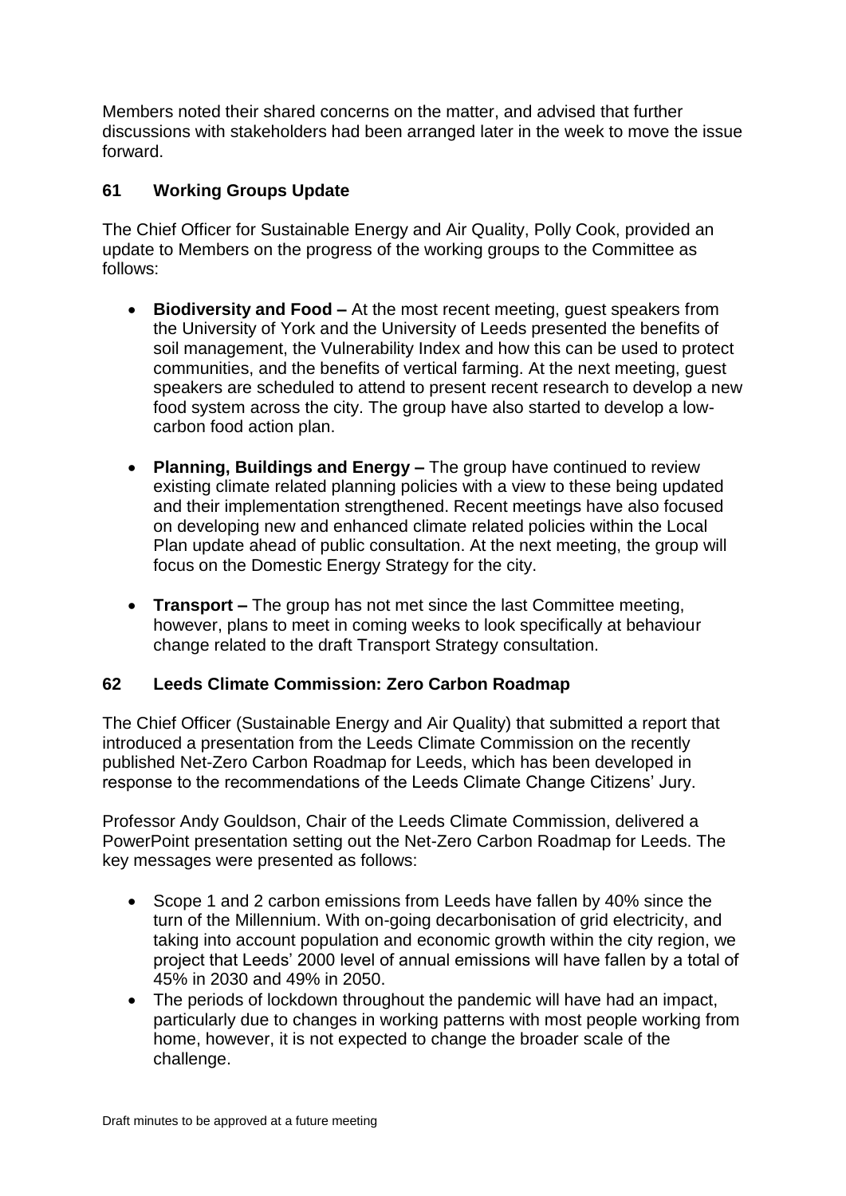Members noted their shared concerns on the matter, and advised that further discussions with stakeholders had been arranged later in the week to move the issue forward.

## 61 Working Groups Update

The Chief Officer for Sustainable Energy and Air Quality, Polly Cook, provided an update to Members on the progress of the working groups to the Committee as follows:

- **Biodiversity and Food –** At the most recent meeting, guest speakers from the University of York and the University of Leeds presented the benefits of soil management, the Vulnerability Index and how this can be used to protect communities, and the benefits of vertical farming. At the next meeting, guest speakers are scheduled to attend to present recent research to develop a new food system across the city. The group have also started to develop a low-carbon food action plan.

- **Planning, Buildings and Energy –** The group have continued to review existing climate related planning policies with a view to these being updated and their implementation strengthened. Recent meetings have also focused on developing new and enhanced climate related policies within the Local Plan update ahead of public consultation. At the next meeting, the group will focus on the Domestic Energy Strategy for the city.

- **Transport –** The group has not met since the last Committee meeting, however, plans to meet in coming weeks to look specifically at behaviour change related to the draft Transport Strategy consultation.

## 62 Leeds Climate Commission: Zero Carbon Roadmap

The Chief Officer (Sustainable Energy and Air Quality) that submitted a report that introduced a presentation from the Leeds Climate Commission on the recently published Net-Zero Carbon Roadmap for Leeds, which has been developed in response to the recommendations of the Leeds Climate Change Citizens' Jury.

Professor Andy Gouldson, Chair of the Leeds Climate Commission, delivered a PowerPoint presentation setting out the Net-Zero Carbon Roadmap for Leeds. The key messages were presented as follows:

- Scope 1 and 2 carbon emissions from Leeds have fallen by 40% since the turn of the Millennium. With on-going decarbonisation of grid electricity, and taking into account population and economic growth within the city region, we project that Leeds' 2000 level of annual emissions will have fallen by a total of 45% in 2030 and 49% in 2050.
- The periods of lockdown throughout the pandemic will have had an impact, particularly due to changes in working patterns with most people working from home, however, it is not expected to change the broader scale of the challenge.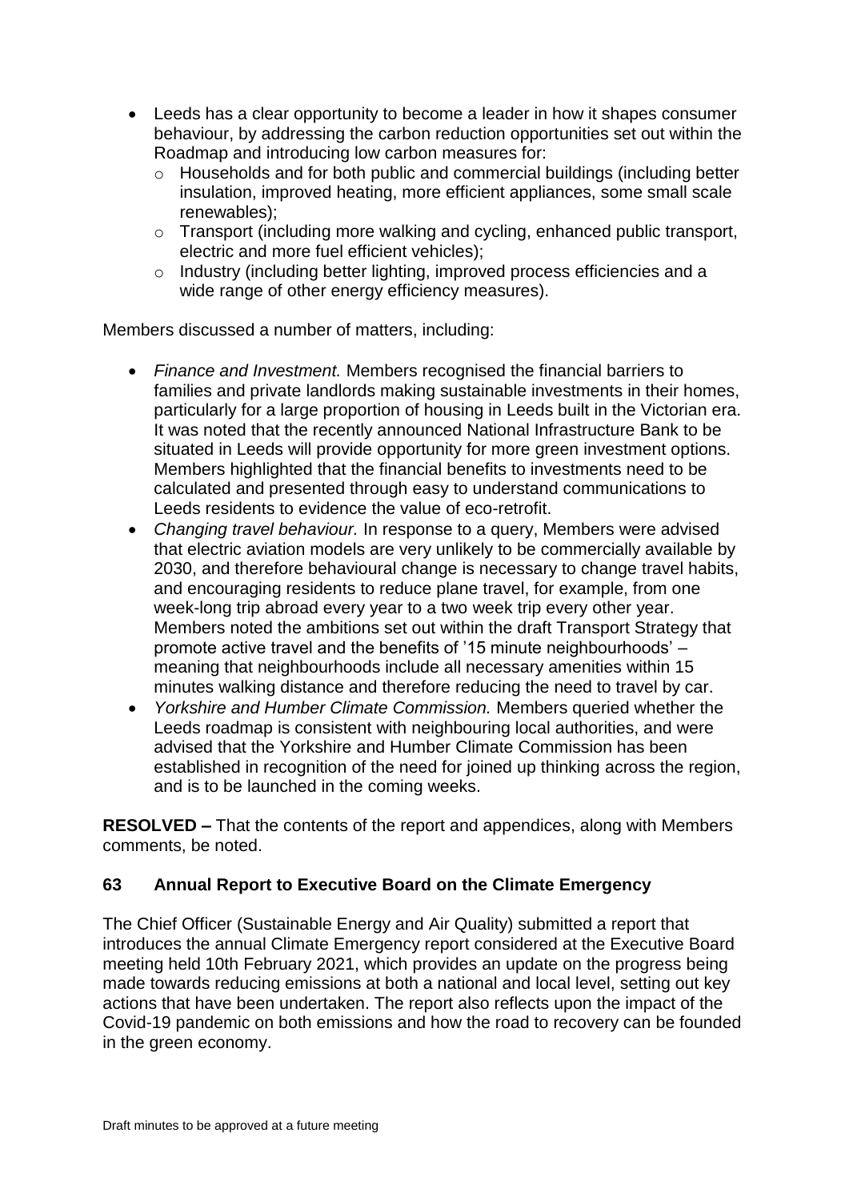- Leeds has a clear opportunity to become a leader in how it shapes consumer behaviour, by addressing the carbon reduction opportunities set out within the Roadmap and introducing low carbon measures for:
    - Households and for both public and commercial buildings (including better insulation, improved heating, more efficient appliances, some small scale renewables);
    - Transport (including more walking and cycling, enhanced public transport, electric and more fuel efficient vehicles);
    - Industry (including better lighting, improved process efficiencies and a wide range of other energy efficiency measures).

Members discussed a number of matters, including:

- *Finance and Investment.* Members recognised the financial barriers to families and private landlords making sustainable investments in their homes, particularly for a large proportion of housing in Leeds built in the Victorian era. It was noted that the recently announced National Infrastructure Bank to be situated in Leeds will provide opportunity for more green investment options. Members highlighted that the financial benefits to investments need to be calculated and presented through easy to understand communications to Leeds residents to evidence the value of eco-retrofit.
- *Changing travel behaviour.* In response to a query, Members were advised that electric aviation models are very unlikely to be commercially available by 2030, and therefore behavioural change is necessary to change travel habits, and encouraging residents to reduce plane travel, for example, from one week-long trip abroad every year to a two week trip every other year. Members noted the ambitions set out within the draft Transport Strategy that promote active travel and the benefits of '15 minute neighbourhoods' – meaning that neighbourhoods include all necessary amenities within 15 minutes walking distance and therefore reducing the need to travel by car.
- *Yorkshire and Humber Climate Commission.* Members queried whether the Leeds roadmap is consistent with neighbouring local authorities, and were advised that the Yorkshire and Humber Climate Commission has been established in recognition of the need for joined up thinking across the region, and is to be launched in the coming weeks.

**RESOLVED –** That the contents of the report and appendices, along with Members comments, be noted.

## 63 Annual Report to Executive Board on the Climate Emergency

The Chief Officer (Sustainable Energy and Air Quality) submitted a report that introduces the annual Climate Emergency report considered at the Executive Board meeting held 10th February 2021, which provides an update on the progress being made towards reducing emissions at both a national and local level, setting out key actions that have been undertaken. The report also reflects upon the impact of the Covid-19 pandemic on both emissions and how the road to recovery can be founded in the green economy.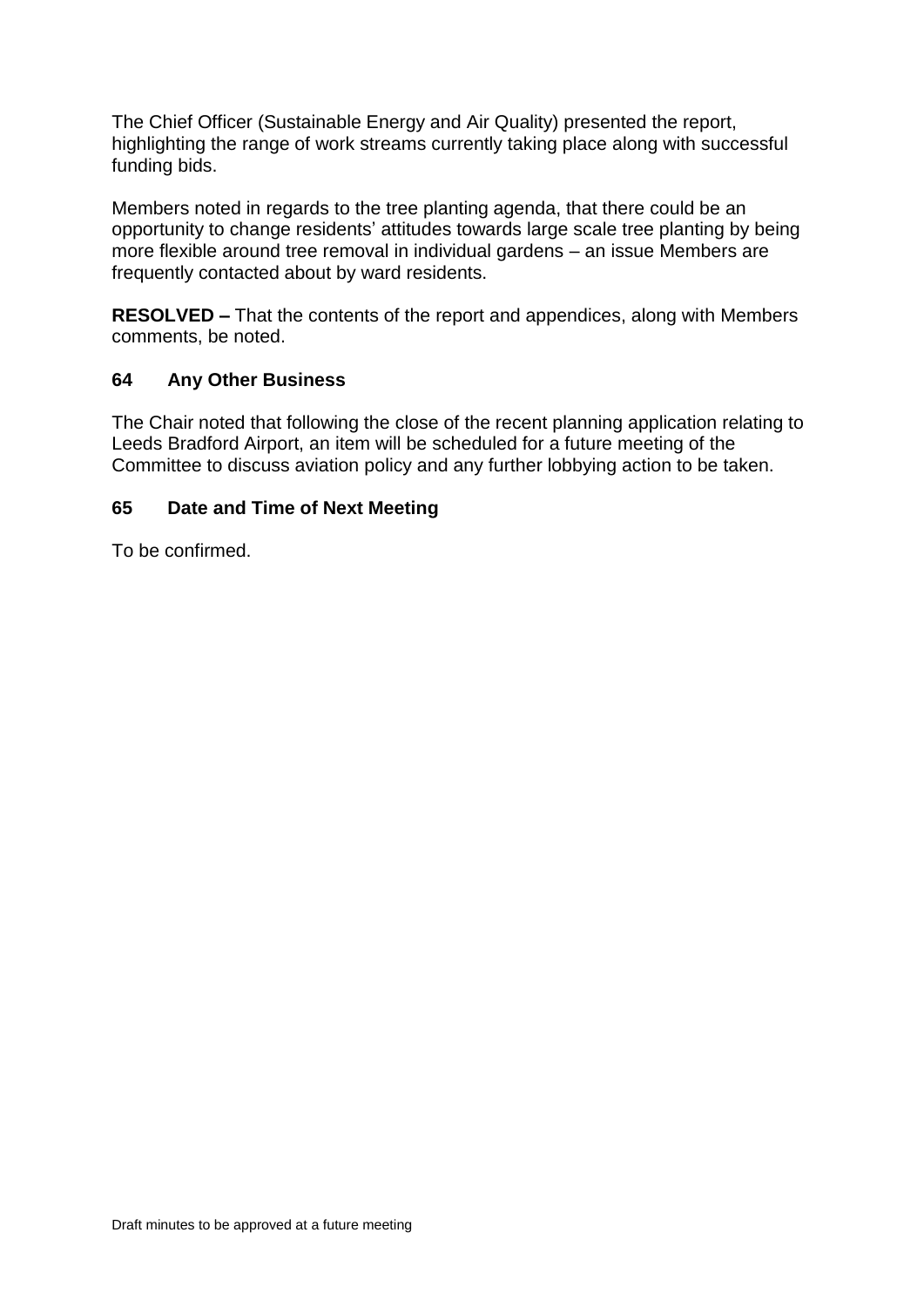The Chief Officer (Sustainable Energy and Air Quality) presented the report, highlighting the range of work streams currently taking place along with successful funding bids.

Members noted in regards to the tree planting agenda, that there could be an opportunity to change residents' attitudes towards large scale tree planting by being more flexible around tree removal in individual gardens – an issue Members are frequently contacted about by ward residents.

**RESOLVED –** That the contents of the report and appendices, along with Members comments, be noted.

### 64 Any Other Business

The Chair noted that following the close of the recent planning application relating to Leeds Bradford Airport, an item will be scheduled for a future meeting of the Committee to discuss aviation policy and any further lobbying action to be taken.

### 65 Date and Time of Next Meeting

To be confirmed.

Draft minutes to be approved at a future meeting